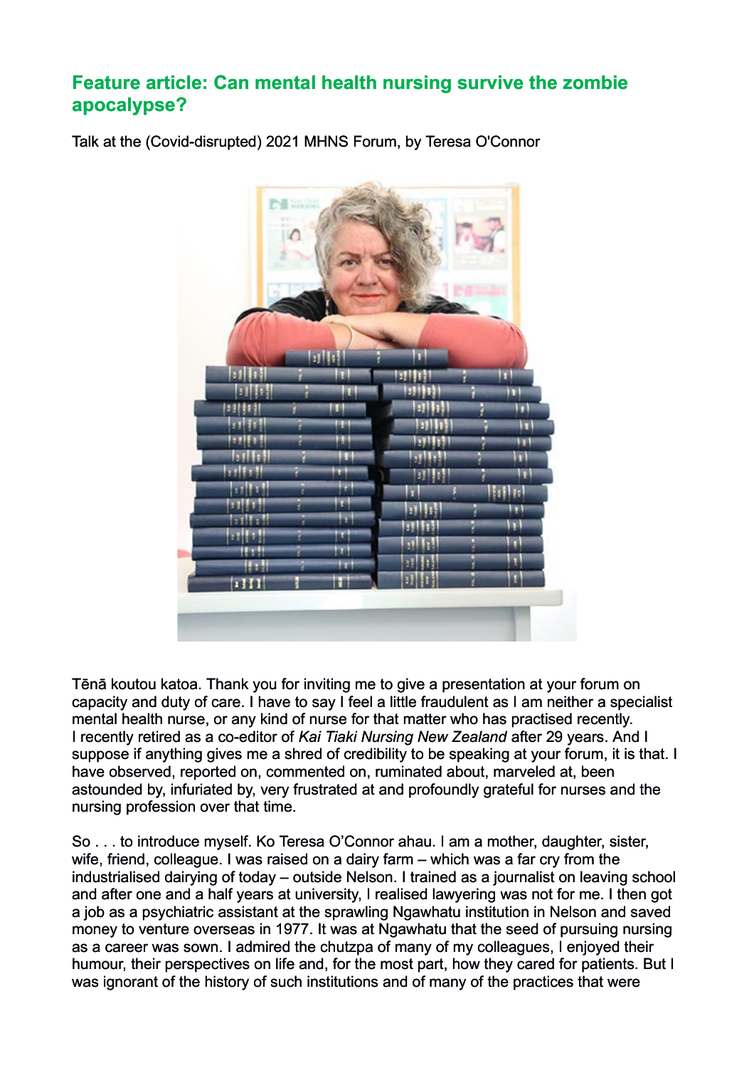## Feature article: Can mental health nursing survive the zombie apocalypse?

Talk at the (Covid-disrupted) 2021 MHNS Forum, by Teresa O'Connor

Tēnā koutou katoa. Thank you for inviting me to give a presentation at your forum on capacity and duty of care. I have to say I feel a little fraudulent as I am neither a specialist mental health nurse, or any kind of nurse for that matter who has practised recently. I recently retired as a co-editor of *Kai Tiaki Nursing New Zealand* after 29 years. And I suppose if anything gives me a shred of credibility to be speaking at your forum, it is that. I have observed, reported on, commented on, ruminated about, marveled at, been astounded by, infuriated by, very frustrated at and profoundly grateful for nurses and the nursing profession over that time.

So . . . to introduce myself. Ko Teresa O'Connor ahau. I am a mother, daughter, sister, wife, friend, colleague. I was raised on a dairy farm – which was a far cry from the industrialised dairying of today – outside Nelson. I trained as a journalist on leaving school and after one and a half years at university, I realised lawyering was not for me. I then got a job as a psychiatric assistant at the sprawling Ngawhatu institution in Nelson and saved money to venture overseas in 1977. It was at Ngawhatu that the seed of pursuing nursing as a career was sown. I admired the chutzpa of many of my colleagues, I enjoyed their humour, their perspectives on life and, for the most part, how they cared for patients. But I was ignorant of the history of such institutions and of many of the practices that were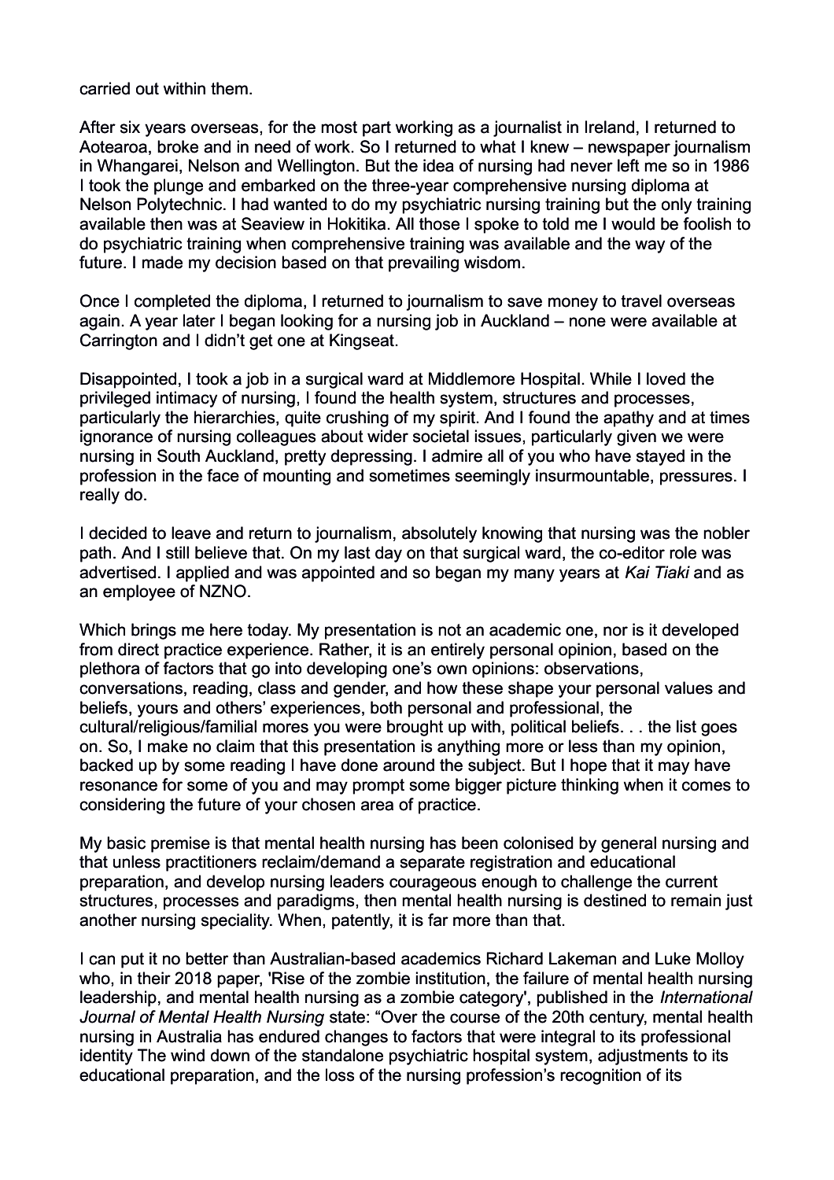carried out within them.

After six years overseas, for the most part working as a journalist in Ireland, I returned to Aotearoa, broke and in need of work. So I returned to what I knew – newspaper journalism in Whangarei, Nelson and Wellington. But the idea of nursing had never left me so in 1986 I took the plunge and embarked on the three-year comprehensive nursing diploma at Nelson Polytechnic. I had wanted to do my psychiatric nursing training but the only training available then was at Seaview in Hokitika. All those I spoke to told me I would be foolish to do psychiatric training when comprehensive training was available and the way of the future. I made my decision based on that prevailing wisdom.

Once I completed the diploma, I returned to journalism to save money to travel overseas again. A year later I began looking for a nursing job in Auckland – none were available at Carrington and I didn't get one at Kingseat.

Disappointed, I took a job in a surgical ward at Middlemore Hospital. While I loved the privileged intimacy of nursing, I found the health system, structures and processes, particularly the hierarchies, quite crushing of my spirit. And I found the apathy and at times ignorance of nursing colleagues about wider societal issues, particularly given we were nursing in South Auckland, pretty depressing. I admire all of you who have stayed in the profession in the face of mounting and sometimes seemingly insurmountable, pressures. I really do.

I decided to leave and return to journalism, absolutely knowing that nursing was the nobler path. And I still believe that. On my last day on that surgical ward, the co-editor role was advertised. I applied and was appointed and so began my many years at *Kai Tiaki* and as an employee of NZNO.

Which brings me here today. My presentation is not an academic one, nor is it developed from direct practice experience. Rather, it is an entirely personal opinion, based on the plethora of factors that go into developing one's own opinions: observations, conversations, reading, class and gender, and how these shape your personal values and beliefs, yours and others' experiences, both personal and professional, the cultural/religious/familial mores you were brought up with, political beliefs. . . the list goes on. So, I make no claim that this presentation is anything more or less than my opinion, backed up by some reading I have done around the subject. But I hope that it may have resonance for some of you and may prompt some bigger picture thinking when it comes to considering the future of your chosen area of practice.

My basic premise is that mental health nursing has been colonised by general nursing and that unless practitioners reclaim/demand a separate registration and educational preparation, and develop nursing leaders courageous enough to challenge the current structures, processes and paradigms, then mental health nursing is destined to remain just another nursing speciality. When, patently, it is far more than that.

I can put it no better than Australian-based academics Richard Lakeman and Luke Molloy who, in their 2018 paper, 'Rise of the zombie institution, the failure of mental health nursing leadership, and mental health nursing as a zombie category', published in the *International Journal of Mental Health Nursing* state: "Over the course of the 20th century, mental health nursing in Australia has endured changes to factors that were integral to its professional identity The wind down of the standalone psychiatric hospital system, adjustments to its educational preparation, and the loss of the nursing profession's recognition of its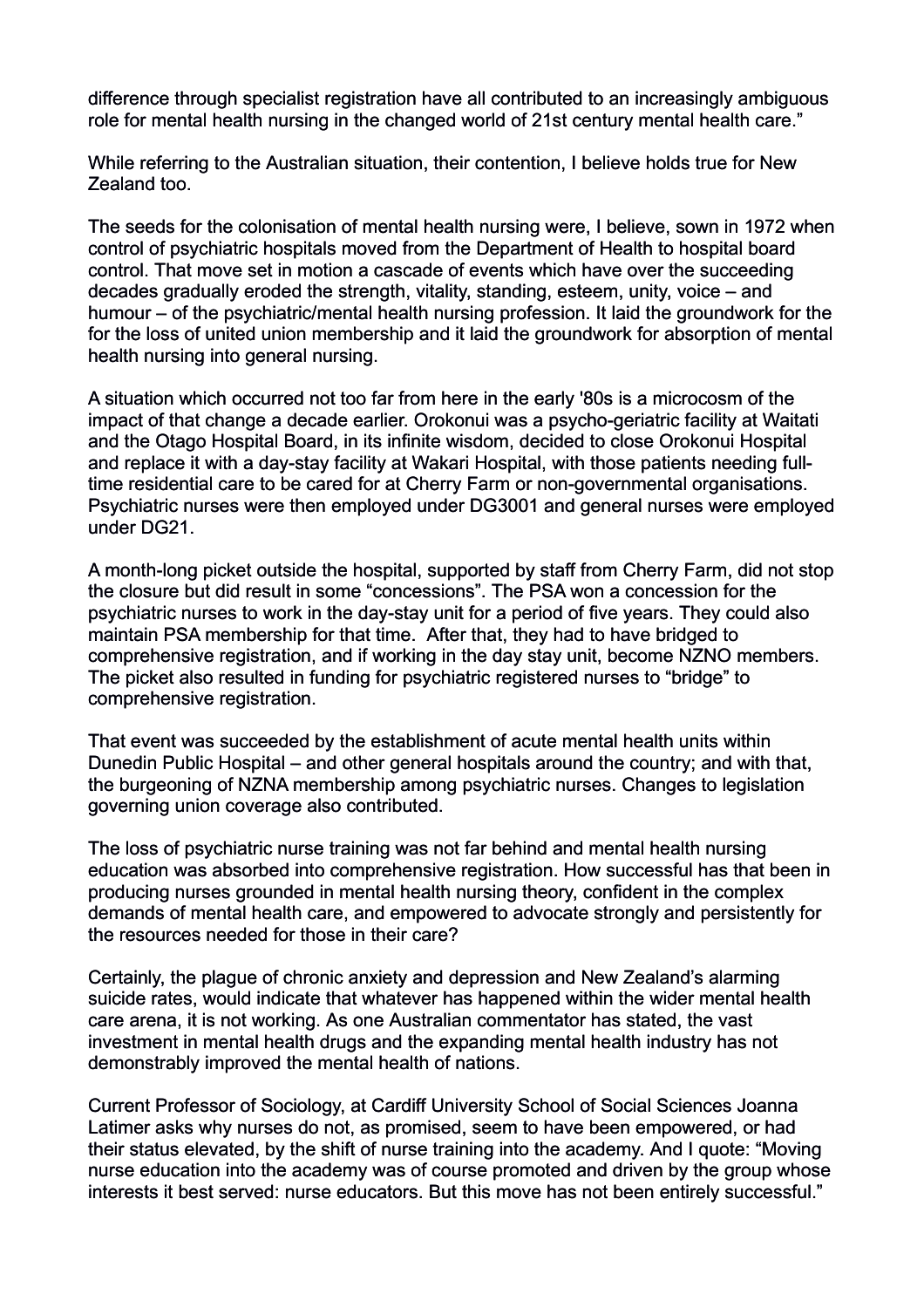difference through specialist registration have all contributed to an increasingly ambiguous role for mental health nursing in the changed world of 21st century mental health care."

While referring to the Australian situation, their contention, I believe holds true for New Zealand too.

The seeds for the colonisation of mental health nursing were, I believe, sown in 1972 when control of psychiatric hospitals moved from the Department of Health to hospital board control. That move set in motion a cascade of events which have over the succeeding decades gradually eroded the strength, vitality, standing, esteem, unity, voice – and humour – of the psychiatric/mental health nursing profession. It laid the groundwork for the for the loss of united union membership and it laid the groundwork for absorption of mental health nursing into general nursing.

A situation which occurred not too far from here in the early '80s is a microcosm of the impact of that change a decade earlier. Orokonui was a psycho-geriatric facility at Waitati and the Otago Hospital Board, in its infinite wisdom, decided to close Orokonui Hospital and replace it with a day-stay facility at Wakari Hospital, with those patients needing full-time residential care to be cared for at Cherry Farm or non-governmental organisations. Psychiatric nurses were then employed under DG3001 and general nurses were employed under DG21.

A month-long picket outside the hospital, supported by staff from Cherry Farm, did not stop the closure but did result in some "concessions". The PSA won a concession for the psychiatric nurses to work in the day-stay unit for a period of five years. They could also maintain PSA membership for that time. After that, they had to have bridged to comprehensive registration, and if working in the day stay unit, become NZNO members. The picket also resulted in funding for psychiatric registered nurses to "bridge" to comprehensive registration.

That event was succeeded by the establishment of acute mental health units within Dunedin Public Hospital – and other general hospitals around the country; and with that, the burgeoning of NZNA membership among psychiatric nurses. Changes to legislation governing union coverage also contributed.

The loss of psychiatric nurse training was not far behind and mental health nursing education was absorbed into comprehensive registration. How successful has that been in producing nurses grounded in mental health nursing theory, confident in the complex demands of mental health care, and empowered to advocate strongly and persistently for the resources needed for those in their care?

Certainly, the plague of chronic anxiety and depression and New Zealand's alarming suicide rates, would indicate that whatever has happened within the wider mental health care arena, it is not working. As one Australian commentator has stated, the vast investment in mental health drugs and the expanding mental health industry has not demonstrably improved the mental health of nations.

Current Professor of Sociology, at Cardiff University School of Social Sciences Joanna Latimer asks why nurses do not, as promised, seem to have been empowered, or had their status elevated, by the shift of nurse training into the academy. And I quote: "Moving nurse education into the academy was of course promoted and driven by the group whose interests it best served: nurse educators. But this move has not been entirely successful."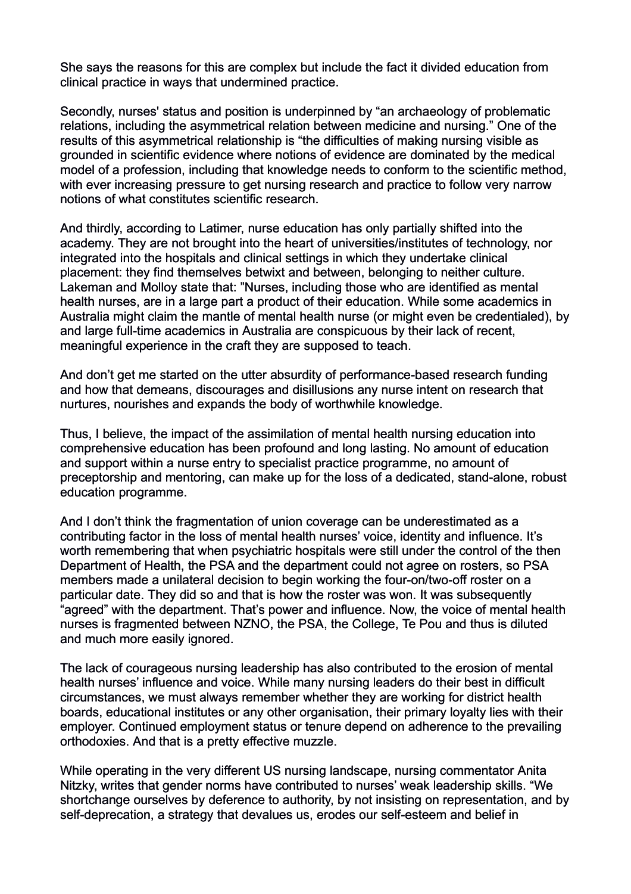She says the reasons for this are complex but include the fact it divided education from clinical practice in ways that undermined practice.

Secondly, nurses' status and position is underpinned by "an archaeology of problematic relations, including the asymmetrical relation between medicine and nursing." One of the results of this asymmetrical relationship is "the difficulties of making nursing visible as grounded in scientific evidence where notions of evidence are dominated by the medical model of a profession, including that knowledge needs to conform to the scientific method, with ever increasing pressure to get nursing research and practice to follow very narrow notions of what constitutes scientific research.

And thirdly, according to Latimer, nurse education has only partially shifted into the academy. They are not brought into the heart of universities/institutes of technology, nor integrated into the hospitals and clinical settings in which they undertake clinical placement: they find themselves betwixt and between, belonging to neither culture. Lakeman and Molloy state that: "Nurses, including those who are identified as mental health nurses, are in a large part a product of their education. While some academics in Australia might claim the mantle of mental health nurse (or might even be credentialed), by and large full-time academics in Australia are conspicuous by their lack of recent, meaningful experience in the craft they are supposed to teach.

And don't get me started on the utter absurdity of performance-based research funding and how that demeans, discourages and disillusions any nurse intent on research that nurtures, nourishes and expands the body of worthwhile knowledge.

Thus, I believe, the impact of the assimilation of mental health nursing education into comprehensive education has been profound and long lasting. No amount of education and support within a nurse entry to specialist practice programme, no amount of preceptorship and mentoring, can make up for the loss of a dedicated, stand-alone, robust education programme.

And I don't think the fragmentation of union coverage can be underestimated as a contributing factor in the loss of mental health nurses' voice, identity and influence. It's worth remembering that when psychiatric hospitals were still under the control of the then Department of Health, the PSA and the department could not agree on rosters, so PSA members made a unilateral decision to begin working the four-on/two-off roster on a particular date. They did so and that is how the roster was won. It was subsequently "agreed" with the department. That's power and influence. Now, the voice of mental health nurses is fragmented between NZNO, the PSA, the College, Te Pou and thus is diluted and much more easily ignored.

The lack of courageous nursing leadership has also contributed to the erosion of mental health nurses' influence and voice. While many nursing leaders do their best in difficult circumstances, we must always remember whether they are working for district health boards, educational institutes or any other organisation, their primary loyalty lies with their employer. Continued employment status or tenure depend on adherence to the prevailing orthodoxies. And that is a pretty effective muzzle.

While operating in the very different US nursing landscape, nursing commentator Anita Nitzky, writes that gender norms have contributed to nurses' weak leadership skills. "We shortchange ourselves by deference to authority, by not insisting on representation, and by self-deprecation, a strategy that devalues us, erodes our self-esteem and belief in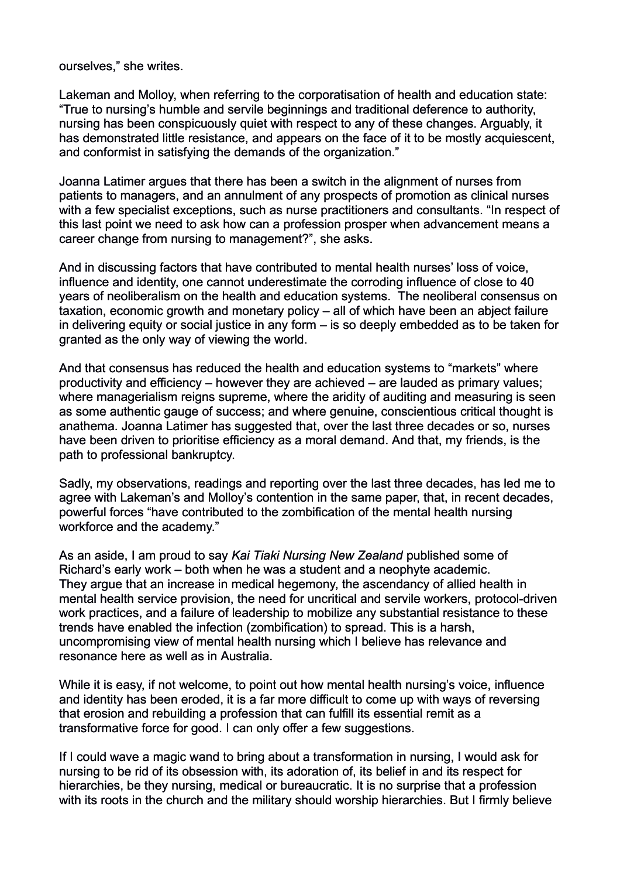ourselves," she writes.

Lakeman and Molloy, when referring to the corporatisation of health and education state: "True to nursing's humble and servile beginnings and traditional deference to authority, nursing has been conspicuously quiet with respect to any of these changes. Arguably, it has demonstrated little resistance, and appears on the face of it to be mostly acquiescent, and conformist in satisfying the demands of the organization."

Joanna Latimer argues that there has been a switch in the alignment of nurses from patients to managers, and an annulment of any prospects of promotion as clinical nurses with a few specialist exceptions, such as nurse practitioners and consultants. "In respect of this last point we need to ask how can a profession prosper when advancement means a career change from nursing to management?", she asks.

And in discussing factors that have contributed to mental health nurses' loss of voice, influence and identity, one cannot underestimate the corroding influence of close to 40 years of neoliberalism on the health and education systems. The neoliberal consensus on taxation, economic growth and monetary policy – all of which have been an abject failure in delivering equity or social justice in any form – is so deeply embedded as to be taken for granted as the only way of viewing the world.

And that consensus has reduced the health and education systems to "markets" where productivity and efficiency – however they are achieved – are lauded as primary values; where managerialism reigns supreme, where the aridity of auditing and measuring is seen as some authentic gauge of success; and where genuine, conscientious critical thought is anathema. Joanna Latimer has suggested that, over the last three decades or so, nurses have been driven to prioritise efficiency as a moral demand. And that, my friends, is the path to professional bankruptcy.

Sadly, my observations, readings and reporting over the last three decades, has led me to agree with Lakeman's and Molloy's contention in the same paper, that, in recent decades, powerful forces "have contributed to the zombification of the mental health nursing workforce and the academy."

As an aside, I am proud to say *Kai Tiaki Nursing New Zealand* published some of Richard's early work – both when he was a student and a neophyte academic.
They argue that an increase in medical hegemony, the ascendancy of allied health in mental health service provision, the need for uncritical and servile workers, protocol-driven work practices, and a failure of leadership to mobilize any substantial resistance to these trends have enabled the infection (zombification) to spread. This is a harsh, uncompromising view of mental health nursing which I believe has relevance and resonance here as well as in Australia.

While it is easy, if not welcome, to point out how mental health nursing's voice, influence and identity has been eroded, it is a far more difficult to come up with ways of reversing that erosion and rebuilding a profession that can fulfill its essential remit as a transformative force for good. I can only offer a few suggestions.

If I could wave a magic wand to bring about a transformation in nursing, I would ask for nursing to be rid of its obsession with, its adoration of, its belief in and its respect for hierarchies, be they nursing, medical or bureaucratic. It is no surprise that a profession with its roots in the church and the military should worship hierarchies. But I firmly believe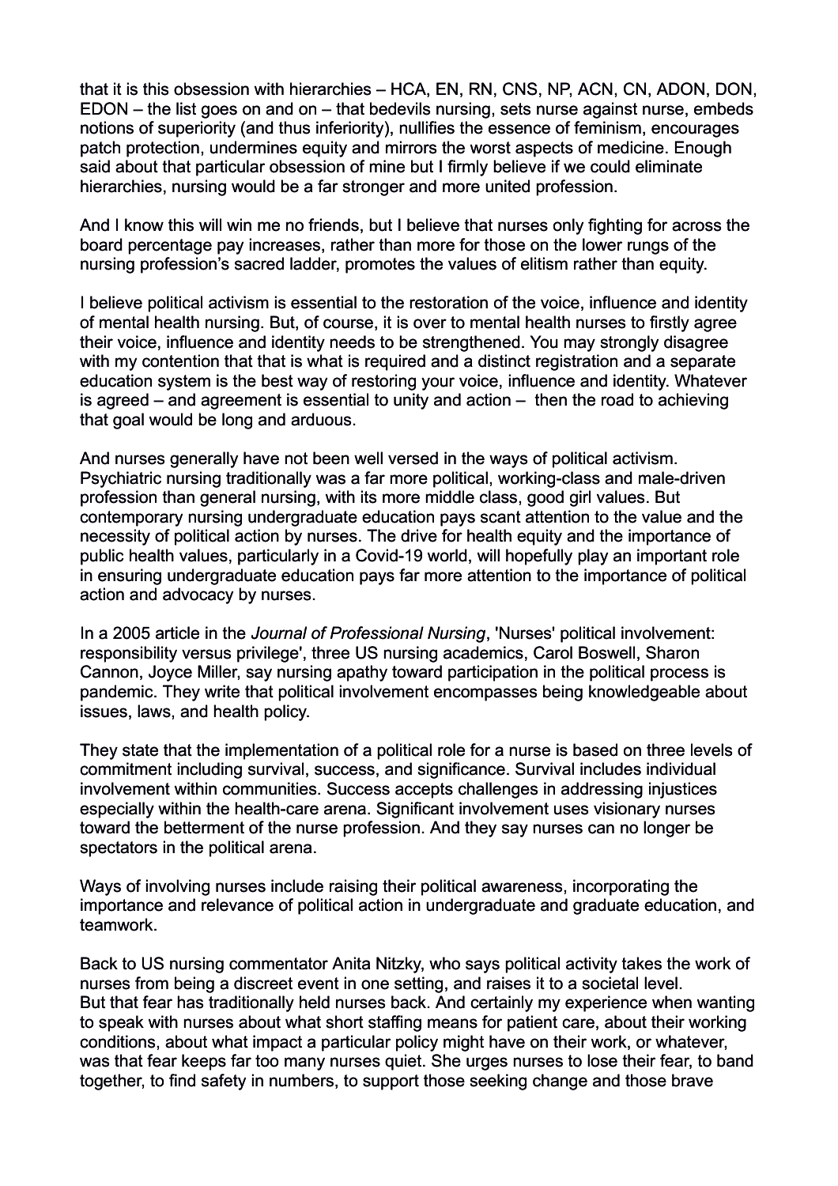that it is this obsession with hierarchies – HCA, EN, RN, CNS, NP, ACN, CN, ADON, DON, EDON – the list goes on and on – that bedevils nursing, sets nurse against nurse, embeds notions of superiority (and thus inferiority), nullifies the essence of feminism, encourages patch protection, undermines equity and mirrors the worst aspects of medicine. Enough said about that particular obsession of mine but I firmly believe if we could eliminate hierarchies, nursing would be a far stronger and more united profession.

And I know this will win me no friends, but I believe that nurses only fighting for across the board percentage pay increases, rather than more for those on the lower rungs of the nursing profession's sacred ladder, promotes the values of elitism rather than equity.

I believe political activism is essential to the restoration of the voice, influence and identity of mental health nursing. But, of course, it is over to mental health nurses to firstly agree their voice, influence and identity needs to be strengthened. You may strongly disagree with my contention that that is what is required and a distinct registration and a separate education system is the best way of restoring your voice, influence and identity. Whatever is agreed – and agreement is essential to unity and action – then the road to achieving that goal would be long and arduous.

And nurses generally have not been well versed in the ways of political activism. Psychiatric nursing traditionally was a far more political, working-class and male-driven profession than general nursing, with its more middle class, good girl values. But contemporary nursing undergraduate education pays scant attention to the value and the necessity of political action by nurses. The drive for health equity and the importance of public health values, particularly in a Covid-19 world, will hopefully play an important role in ensuring undergraduate education pays far more attention to the importance of political action and advocacy by nurses.

In a 2005 article in the *Journal of Professional Nursing*, 'Nurses' political involvement: responsibility versus privilege', three US nursing academics, Carol Boswell, Sharon Cannon, Joyce Miller, say nursing apathy toward participation in the political process is pandemic. They write that political involvement encompasses being knowledgeable about issues, laws, and health policy.

They state that the implementation of a political role for a nurse is based on three levels of commitment including survival, success, and significance. Survival includes individual involvement within communities. Success accepts challenges in addressing injustices especially within the health-care arena. Significant involvement uses visionary nurses toward the betterment of the nurse profession. And they say nurses can no longer be spectators in the political arena.

Ways of involving nurses include raising their political awareness, incorporating the importance and relevance of political action in undergraduate and graduate education, and teamwork.

Back to US nursing commentator Anita Nitzky, who says political activity takes the work of nurses from being a discreet event in one setting, and raises it to a societal level.
But that fear has traditionally held nurses back. And certainly my experience when wanting to speak with nurses about what short staffing means for patient care, about their working conditions, about what impact a particular policy might have on their work, or whatever, was that fear keeps far too many nurses quiet. She urges nurses to lose their fear, to band together, to find safety in numbers, to support those seeking change and those brave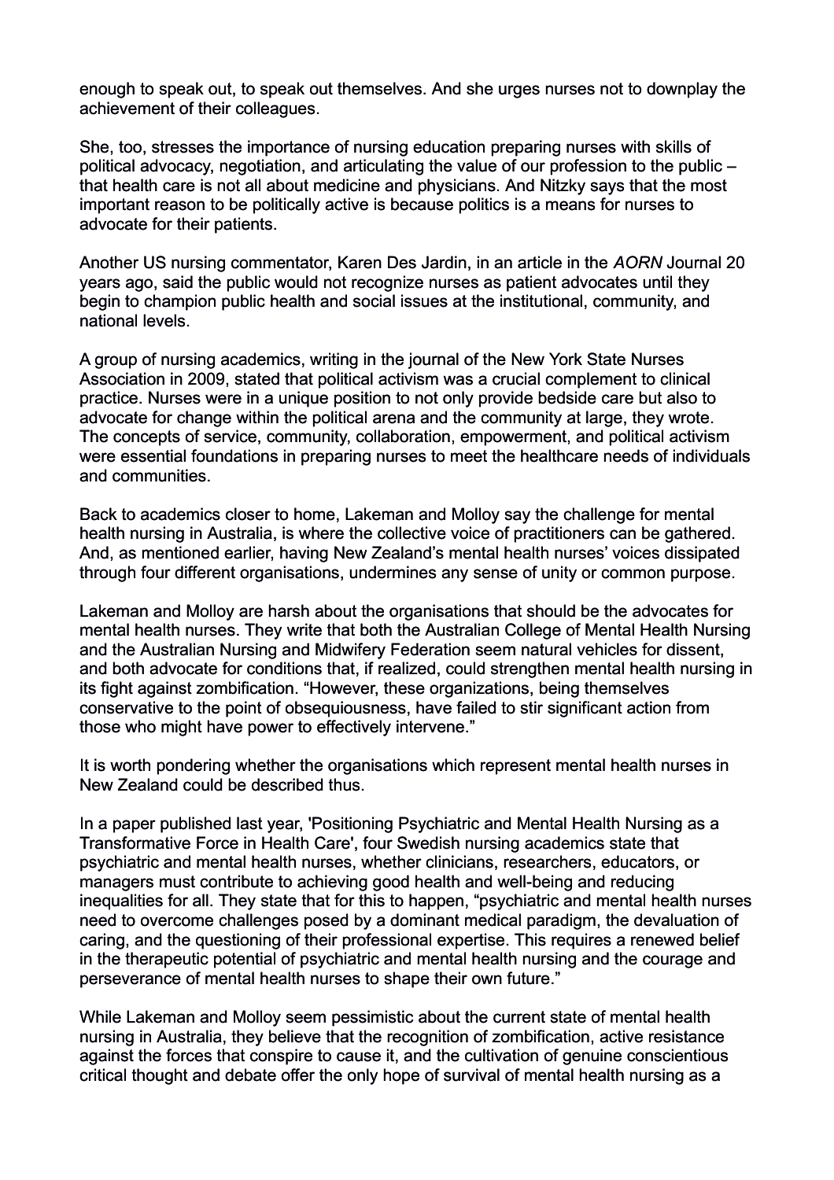enough to speak out, to speak out themselves. And she urges nurses not to downplay the achievement of their colleagues.

She, too, stresses the importance of nursing education preparing nurses with skills of political advocacy, negotiation, and articulating the value of our profession to the public – that health care is not all about medicine and physicians. And Nitzky says that the most important reason to be politically active is because politics is a means for nurses to advocate for their patients.

Another US nursing commentator, Karen Des Jardin, in an article in the *AORN* Journal 20 years ago, said the public would not recognize nurses as patient advocates until they begin to champion public health and social issues at the institutional, community, and national levels.

A group of nursing academics, writing in the journal of the New York State Nurses Association in 2009, stated that political activism was a crucial complement to clinical practice. Nurses were in a unique position to not only provide bedside care but also to advocate for change within the political arena and the community at large, they wrote. The concepts of service, community, collaboration, empowerment, and political activism were essential foundations in preparing nurses to meet the healthcare needs of individuals and communities.

Back to academics closer to home, Lakeman and Molloy say the challenge for mental health nursing in Australia, is where the collective voice of practitioners can be gathered. And, as mentioned earlier, having New Zealand's mental health nurses' voices dissipated through four different organisations, undermines any sense of unity or common purpose.

Lakeman and Molloy are harsh about the organisations that should be the advocates for mental health nurses. They write that both the Australian College of Mental Health Nursing and the Australian Nursing and Midwifery Federation seem natural vehicles for dissent, and both advocate for conditions that, if realized, could strengthen mental health nursing in its fight against zombification. "However, these organizations, being themselves conservative to the point of obsequiousness, have failed to stir significant action from those who might have power to effectively intervene."

It is worth pondering whether the organisations which represent mental health nurses in New Zealand could be described thus.

In a paper published last year, 'Positioning Psychiatric and Mental Health Nursing as a Transformative Force in Health Care', four Swedish nursing academics state that psychiatric and mental health nurses, whether clinicians, researchers, educators, or managers must contribute to achieving good health and well-being and reducing inequalities for all. They state that for this to happen, "psychiatric and mental health nurses need to overcome challenges posed by a dominant medical paradigm, the devaluation of caring, and the questioning of their professional expertise. This requires a renewed belief in the therapeutic potential of psychiatric and mental health nursing and the courage and perseverance of mental health nurses to shape their own future."

While Lakeman and Molloy seem pessimistic about the current state of mental health nursing in Australia, they believe that the recognition of zombification, active resistance against the forces that conspire to cause it, and the cultivation of genuine conscientious critical thought and debate offer the only hope of survival of mental health nursing as a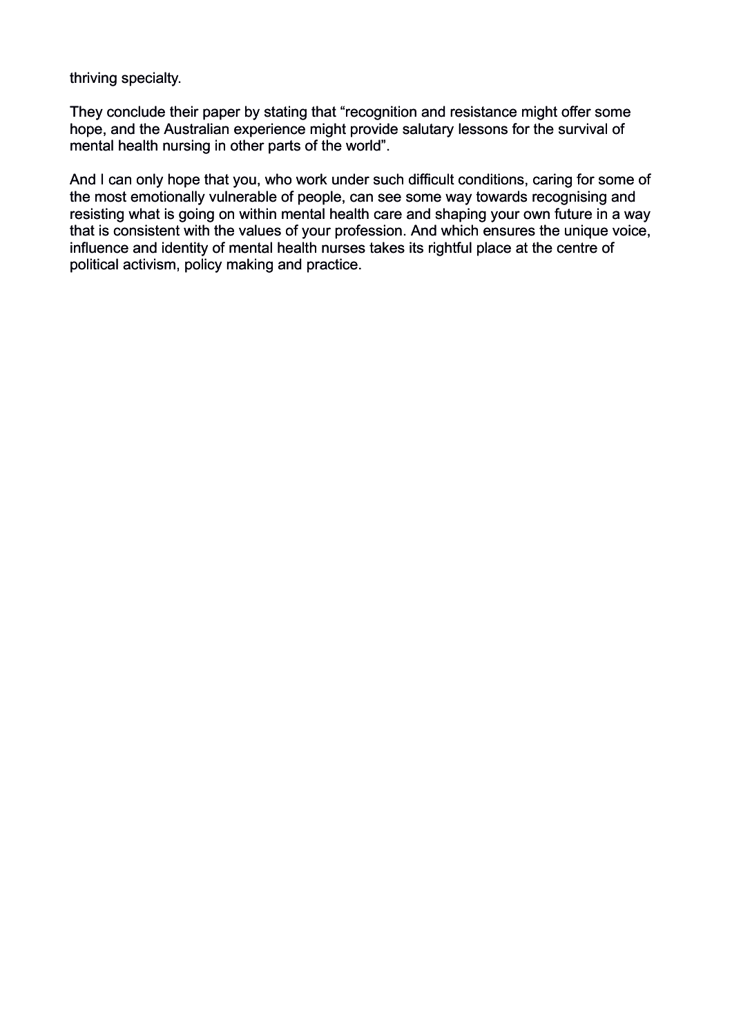thriving specialty.

They conclude their paper by stating that “recognition and resistance might offer some hope, and the Australian experience might provide salutary lessons for the survival of mental health nursing in other parts of the world”.

And I can only hope that you, who work under such difficult conditions, caring for some of the most emotionally vulnerable of people, can see some way towards recognising and resisting what is going on within mental health care and shaping your own future in a way that is consistent with the values of your profession. And which ensures the unique voice, influence and identity of mental health nurses takes its rightful place at the centre of political activism, policy making and practice.